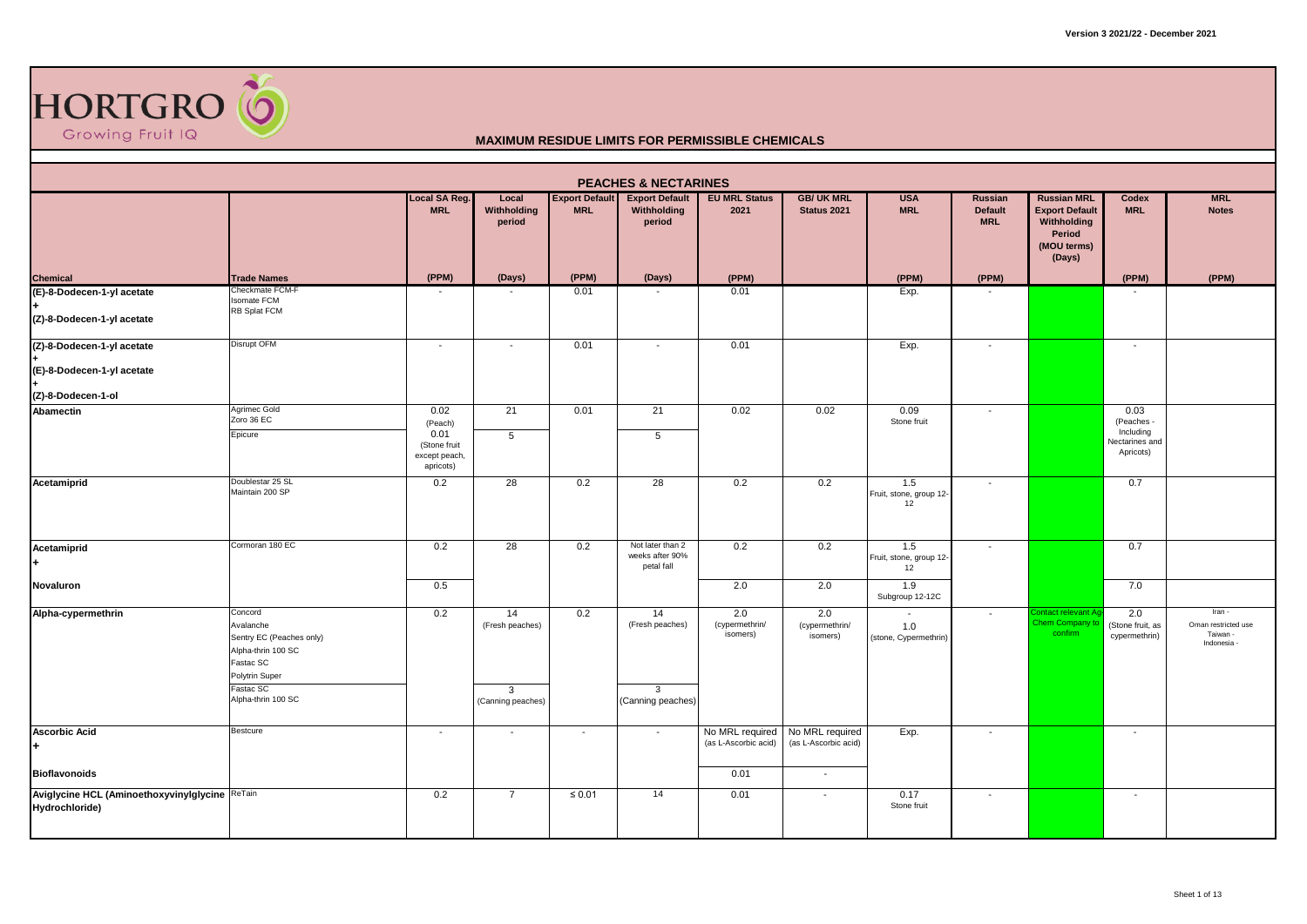# MAXIMUM RESIDUE LIMITS FOR PERMISSIBLE CHEMICALS

Version 3 2021/22 - December 2021

## PEACHES & NECTARINES

| Chemical | Trade Names | Local SA Reg. MRL (PPM) | Local Withholding period (Days) | Export Default MRL (PPM) | Export Default Withholding period (Days) | EU MRL Status 2021 (PPM) | GB/ UK MRL Status 2021 | USA MRL (PPM) | Russian Default MRL (PPM) | Russian MRL Export Default Withholding Period (MOU terms) (Days) | Codex MRL (PPM) | MRL Notes (PPM) |
|---|---|---|---|---|---|---|---|---|---|---|---|---|
| (E)-8-Dodecen-1-yl acetate + (Z)-8-Dodecen-1-yl acetate | Checkmate FCM-F<br>Isomate FCM<br>RB Splat FCM | - | - | 0.01 | - | 0.01 | | Exp. | - | | - | |
| (Z)-8-Dodecen-1-yl acetate + (E)-8-Dodecen-1-yl acetate + (Z)-8-Dodecen-1-ol | Disrupt OFM | - | - | 0.01 | - | 0.01 | | Exp. | - | | - | |
| Abamectin | Agrimec Gold<br>Zoro 36 EC | 0.02 (Peach) | 21 | 0.01 | 21 | 0.02 | 0.02 | 0.09 Stone fruit | - | | 0.03 (Peaches - Including Nectarines and Apricots) | |
| | Epicure | 0.01 (Stone fruit except peach, apricots) | 5 | | 5 | | | | | | | |
| Acetamiprid | Doublestar 25 SL<br>Maintain 200 SP | 0.2 | 28 | 0.2 | 28 | 0.2 | 0.2 | 1.5 Fruit, stone, group 12-12 | - | | 0.7 | |
| Acetamiprid + | Cormoran 180 EC | 0.2 | 28 | 0.2 | Not later than 2 weeks after 90% petal fall | 0.2 | 0.2 | 1.5 Fruit, stone, group 12-12 | - | | 0.7 | |
| Novaluron | | 0.5 | | | | 2.0 | 2.0 | 1.9 Subgroup 12-12C | | | 7.0 | |
| Alpha-cypermethrin | Concord<br>Avalanche<br>Sentry EC (Peaches only)<br>Alpha-thrin 100 SC<br>Fastac SC<br>Polytrin Super | 0.2 | 14 (Fresh peaches) | 0.2 | 14 (Fresh peaches) | 2.0 (cypermethrin/ isomers) | 2.0 (cypermethrin/ isomers) | - 1.0 (stone, Cypermethrin) | - | Contact relevant Ag-Chem Company to confirm | 2.0 (Stone fruit, as cypermethrin) | Iran - Oman restricted use Taiwan - Indonesia - |
| | Fastac SC<br>Alpha-thrin 100 SC | | 3 (Canning peaches) | | 3 (Canning peaches) | | | | | | | |
| Ascorbic Acid + | Bestcure | - | - | - | - | No MRL required (as L-Ascorbic acid) | No MRL required (as L-Ascorbic acid) | Exp. | - | | - | |
| Bioflavonoids | | | | | | 0.01 | - | | | | | |
| Aviglycine HCL (Aminoethoxyvinylglycine Hydrochloride) | ReTain | 0.2 | 7 | ≤ 0.01 | 14 | 0.01 | - | 0.17 Stone fruit | - | | - | |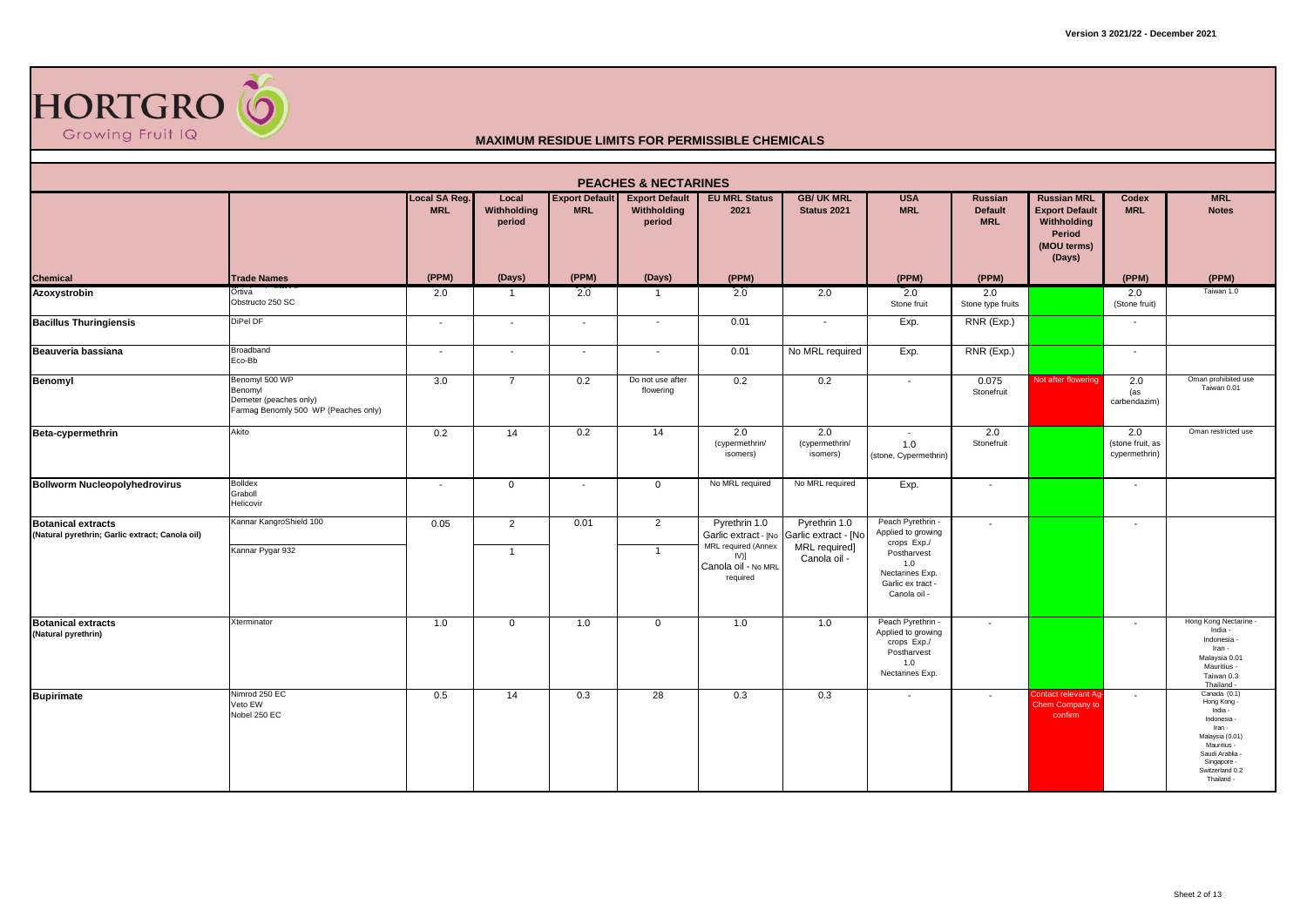**Version 3 2021/22 - December 2021**

HORTGRO Growing Fruit IQ

## MAXIMUM RESIDUE LIMITS FOR PERMISSIBLE CHEMICALS

### PEACHES & NECTARINES

| Chemical | Trade Names | Local SA Reg. MRL (PPM) | Local Withholding period (Days) | Export Default MRL (PPM) | Export Default Withholding period (Days) | EU MRL Status 2021 (PPM) | GB/ UK MRL Status 2021 | USA MRL (PPM) | Russian Default MRL (PPM) | Russian MRL Export Default Withholding Period (MOU terms) (Days) | Codex MRL (PPM) | MRL Notes (PPM) |
|---|---|---|---|---|---|---|---|---|---|---|---|---|
| **Azoxystrobin** | Ortiva<br>Obstructo 250 SC | 2.0 | 1 | 2.0 | 1 | 2.0 | 2.0 | 2.0<br>Stone fruit | 2.0<br>Stone type fruits | | 2.0<br>(Stone fruit) | Taiwan 1.0 |
| **Bacillus Thuringiensis** | DiPel DF | - | - | - | - | 0.01 | - | Exp. | RNR (Exp.) | | - | |
| **Beauveria bassiana** | Broadband<br>Eco-Bb | - | - | - | - | 0.01 | No MRL required | Exp. | RNR (Exp.) | | - | |
| **Benomyl** | Benomyl 500 WP<br>Benomyl<br>Demeter (peaches only)<br>Farmag Benomyl 500 WP (Peaches only) | 3.0 | 7 | 0.2 | Do not use after flowering | 0.2 | 0.2 | - | 0.075<br>Stonefruit | Not after flowering | 2.0<br>(as carbendazim) | Oman prohibited use<br>Taiwan 0.01 |
| **Beta-cypermethrin** | Akito | 0.2 | 14 | 0.2 | 14 | 2.0<br>(cypermethrin/ isomers) | 2.0<br>(cypermethrin/ isomers) | -<br>1.0<br>(stone, Cypermethrin) | 2.0<br>Stonefruit | | 2.0<br>(stone fruit, as cypermethrin) | Oman restricted use |
| **Bollworm Nucleopolyhedrovirus** | Bolldex<br>Graboll<br>Helicovir | - | 0 | - | 0 | No MRL required | No MRL required | Exp. | - | | - | |
| **Botanical extracts**<br>**(Natural pyrethrin; Garlic extract; Canola oil)** | Kannar KangroShield 100<br><br>Kannar Pygar 932 | 0.05 | 2<br><br>1 | 0.01 | 2<br><br>1 | Pyrethrin 1.0<br>Garlic extract - [No MRL required (Annex IV)]<br>Canola oil - No MRL required | Pyrethrin 1.0<br>Garlic extract - [No MRL required]<br>Canola oil - | Peach Pyrethrin - Applied to growing crops Exp./ Postharvest 1.0<br>Nectarines Exp.<br>Garlic ex tract -<br>Canola oil - | - | | - | |
| **Botanical extracts**<br>**(Natural pyrethrin)** | Xterminator | 1.0 | 0 | 1.0 | 0 | 1.0 | 1.0 | Peach Pyrethrin - Applied to growing crops Exp./ Postharvest 1.0<br>Nectarines Exp. | - | | - | Hong Kong Nectarine -<br>India -<br>Indonesia -<br>Iran -<br>Malaysia 0.01<br>Mauritius -<br>Taiwan 0.3<br>Thailand - |
| **Bupirimate** | Nimrod 250 EC<br>Veto EW<br>Nobel 250 EC | 0.5 | 14 | 0.3 | 28 | 0.3 | 0.3 | - | - | Contact relevant Ag-Chem Company to confirm | - | Canada (0.1)<br>Hong Kong -<br>India -<br>Indonesia -<br>Iran -<br>Malaysia (0.01)<br>Mauritius -<br>Saudi Arabia -<br>Singapore -<br>Switzerland 0.2<br>Thailand - |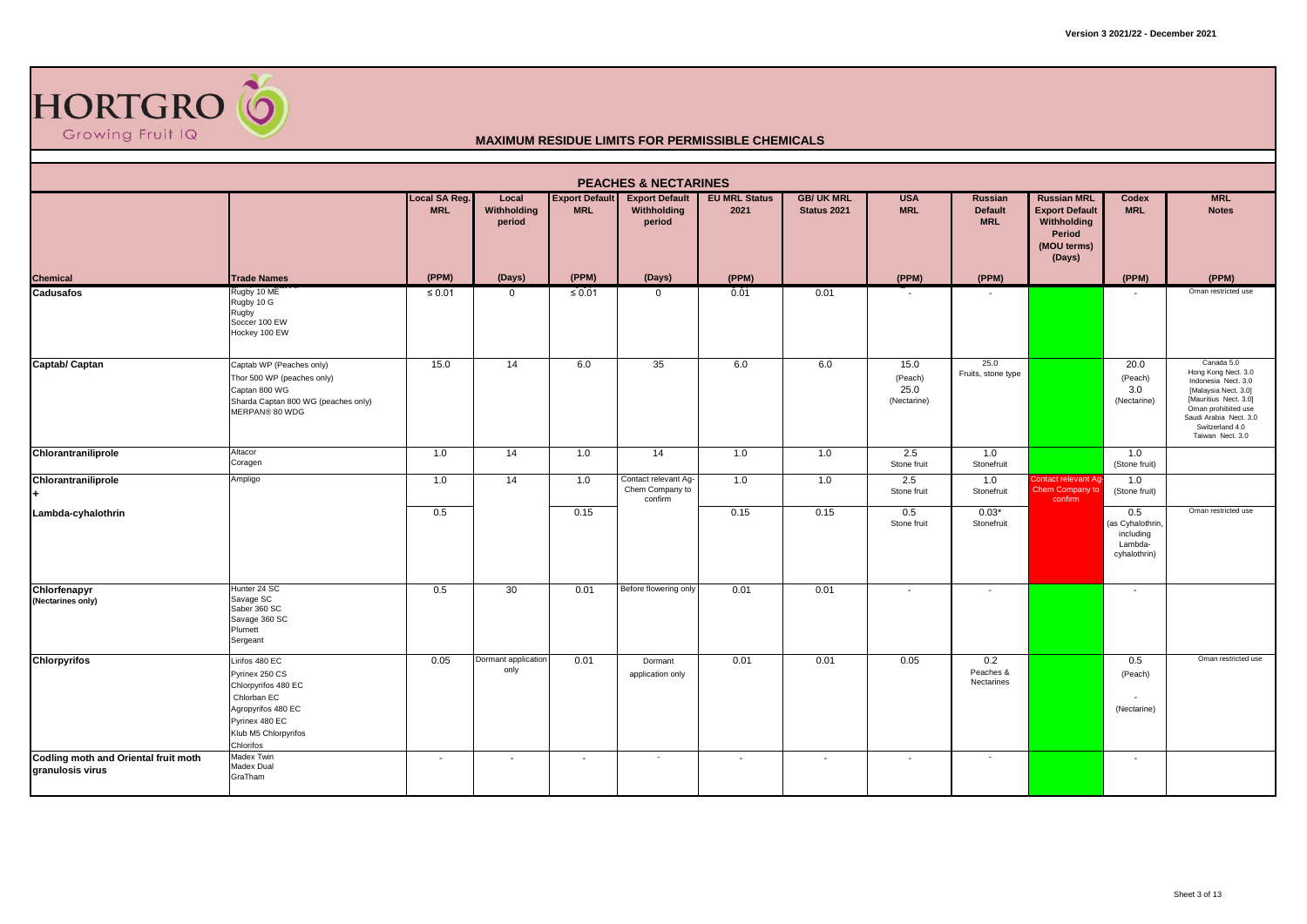HORTGRO Growing Fruit IQ

**MAXIMUM RESIDUE LIMITS FOR PERMISSIBLE CHEMICALS**

| PEACHES & NECTARINES | | | | | | | | | | | | | |
|---|---|---|---|---|---|---|---|---|---|---|---|---|---|
| **Chemical** | **Trade Names** | **Local SA Reg. MRL** (PPM) | **Local Withholding period** (Days) | **Export Default MRL** (PPM) | **Export Default Withholding period** (Days) | **EU MRL Status 2021** (PPM) | **GB/ UK MRL Status 2021** | **USA MRL** (PPM) | **Russian Default MRL** (PPM) | **Russian MRL Export Default Withholding Period (MOU terms) (Days)** | **Codex MRL** (PPM) | **MRL Notes** (PPM) |
| **Cadusafos** | Rugby 10 ME<br>Rugby 10 G<br>Rugby<br>Soccer 100 EW<br>Hockey 100 EW | ≤ 0.01 | 0 | ≤ 0.01 | 0 | 0.01 | 0.01 | - | - | | - | Oman restricted use |
| **Captab/ Captan** | Captab WP (Peaches only)<br>Thor 500 WP (peaches only)<br>Captan 800 WG<br>Sharda Captan 800 WG (peaches only)<br>MERPAN® 80 WDG | 15.0 | 14 | 6.0 | 35 | 6.0 | 6.0 | 15.0 (Peach)<br>25.0 (Nectarine) | 25.0 Fruits, stone type | | 20.0 (Peach)<br>3.0 (Nectarine) | Canada 5.0<br>Hong Kong Nect. 3.0<br>Indonesia Nect. 3.0<br>[Malaysia Nect. 3.0]<br>[Mauritius Nect. 3.0]<br>Oman prohibited use<br>Saudi Arabia Nect. 3.0<br>Switzerland 4.0<br>Taiwan Nect. 3.0 |
| **Chlorantraniliprole** | Altacor<br>Coragen | 1.0 | 14 | 1.0 | 14 | 1.0 | 1.0 | 2.5 Stone fruit | 1.0 Stonefruit | | 1.0 (Stone fruit) | |
| **Chlorantraniliprole +** | Ampligo | 1.0 | 14 | 1.0 | Contact relevant Ag-Chem Company to confirm | 1.0 | 1.0 | 2.5 Stone fruit | 1.0 Stonefruit | Contact relevant Ag-Chem Company to confirm | 1.0 (Stone fruit) | |
| **Lambda-cyhalothrin** | | 0.5 | | 0.15 | | 0.15 | 0.15 | 0.5 Stone fruit | 0.03* Stonefruit | | 0.5 (as Cyhalothrin, including Lambda-cyhalothrin) | Oman restricted use |
| **Chlorfenapyr (Nectarines only)** | Hunter 24 SC<br>Savage SC<br>Saber 360 SC<br>Savage 360 SC<br>Plumett<br>Sergeant | 0.5 | 30 | 0.01 | Before flowering only | 0.01 | 0.01 | - | - | | - | |
| **Chlorpyrifos** | Lirifos 480 EC<br>Pyrinex 250 CS<br>Chlorpyrifos 480 EC<br>Chlorban EC<br>Agropyrifos 480 EC<br>Pyrinex 480 EC<br>Klub M5 Chlorpyrifos<br>Chlorifos | 0.05 | Dormant application only | 0.01 | Dormant application only | 0.01 | 0.01 | 0.05 | 0.2 Peaches & Nectarines | | 0.5 (Peach)<br>- (Nectarine) | Oman restricted use |
| **Codling moth and Oriental fruit moth granulosis virus** | Madex Twin<br>Madex Dual<br>GraTham | - | - | - | - | - | - | - | - | | - | |

Version 3 2021/22 - December 2021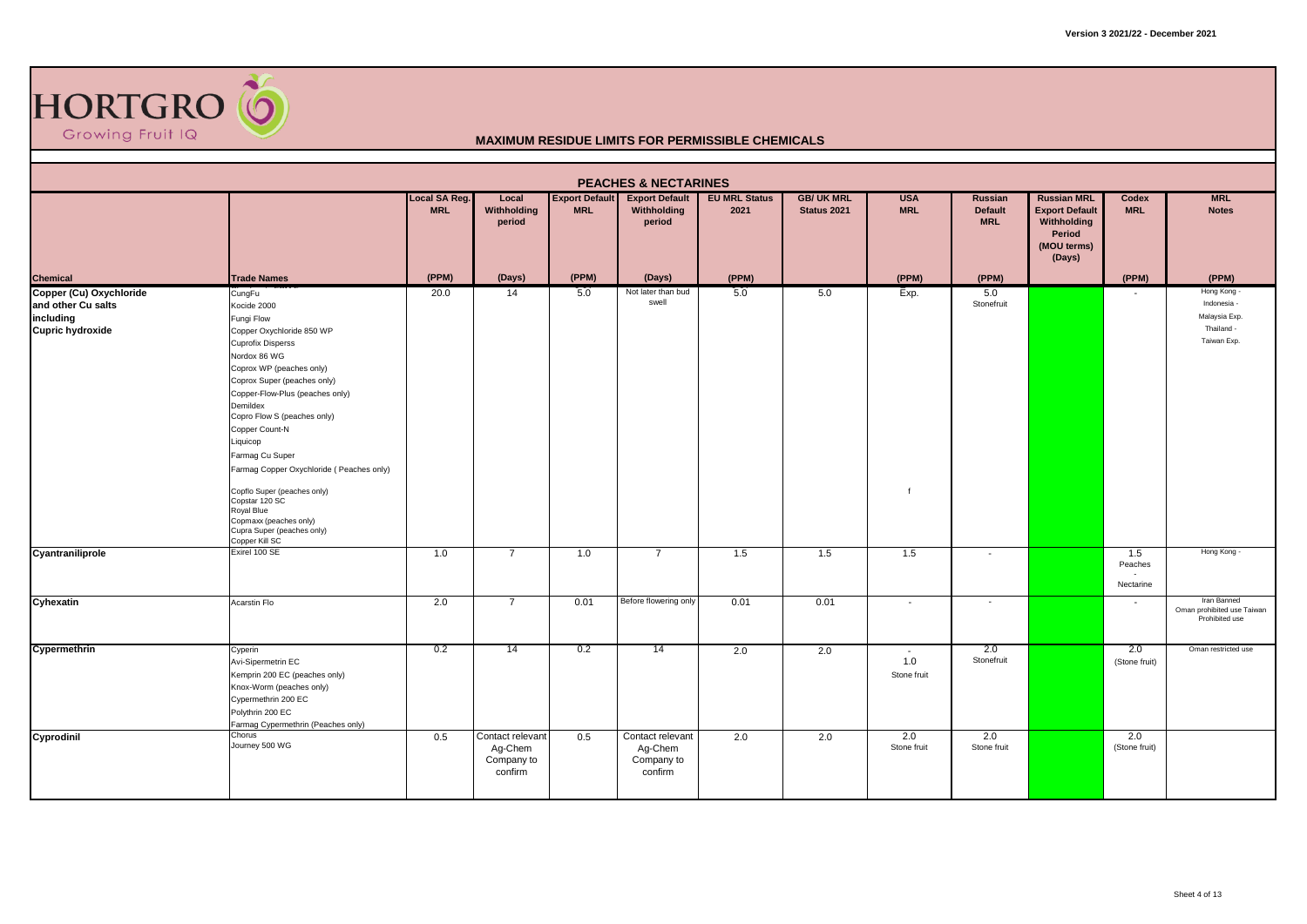# MAXIMUM RESIDUE LIMITS FOR PERMISSIBLE CHEMICALS

## PEACHES & NECTARINES

| Chemical | Trade Names | Local SA Reg. MRL | Local Withholding period | Export Default MRL | Export Default Withholding period | EU MRL Status 2021 | GB/ UK MRL Status 2021 | USA MRL | Russian Default MRL | Russian MRL Export Default Withholding Period (MOU terms) (Days) | Codex MRL | MRL Notes |
|---|---|---|---|---|---|---|---|---|---|---|---|---|
| | | (PPM) | (Days) | (PPM) | (Days) | (PPM) | | (PPM) | (PPM) | | (PPM) | (PPM) |
| Copper (Cu) Oxychloride and other Cu salts including Cupric hydroxide | CungFu<br>Kocide 2000<br>Fungi Flow<br>Copper Oxychloride 850 WP<br>Cuprofix Disperss<br>Nordox 86 WG<br>Coprox WP (peaches only)<br>Coprox Super (peaches only)<br>Copper-Flow-Plus (peaches only)<br>Demildex<br>Copro Flow S (peaches only)<br>Copper Count-N<br>Liquicop<br>Farmag Cu Super<br>Farmag Copper Oxychloride ( Peaches only)<br>Copflo Super (peaches only)<br>Copstar 120 SC<br>Royal Blue<br>Copmaxx (peaches only)<br>Cupra Super (peaches only)<br>Copper Kill SC | 20.0 | 14 | 5.0 | Not later than bud swell | 5.0 | 5.0 | Exp.<br>f | 5.0<br>Stonefruit | | - | Hong Kong -<br>Indonesia -<br>Malaysia Exp.<br>Thailand -<br>Taiwan Exp. |
| Cyantraniliprole | Exirel 100 SE | 1.0 | 7 | 1.0 | 7 | 1.5 | 1.5 | 1.5 | - | | 1.5<br>Peaches<br>-<br>Nectarine | Hong Kong - |
| Cyhexatin | Acarstin Flo | 2.0 | 7 | 0.01 | Before flowering only | 0.01 | 0.01 | - | - | | - | Iran Banned<br>Oman prohibited use Taiwan Prohibited use |
| Cypermethrin | Cyperin<br>Avi-Sipermetrin EC<br>Kemprin 200 EC (peaches only)<br>Knox-Worm (peaches only)<br>Cypermethrin 200 EC<br>Polythrin 200 EC<br>Farmag Cypermethrin (Peaches only) | 0.2 | 14 | 0.2 | 14 | 2.0 | 2.0 | -<br>1.0<br>Stone fruit | 2.0<br>Stonefruit | | 2.0<br>(Stone fruit) | Oman restricted use |
| Cyprodinil | Chorus<br>Journey 500 WG | 0.5 | Contact relevant Ag-Chem Company to confirm | 0.5 | Contact relevant Ag-Chem Company to confirm | 2.0 | 2.0 | 2.0<br>Stone fruit | 2.0<br>Stone fruit | | 2.0<br>(Stone fruit) | |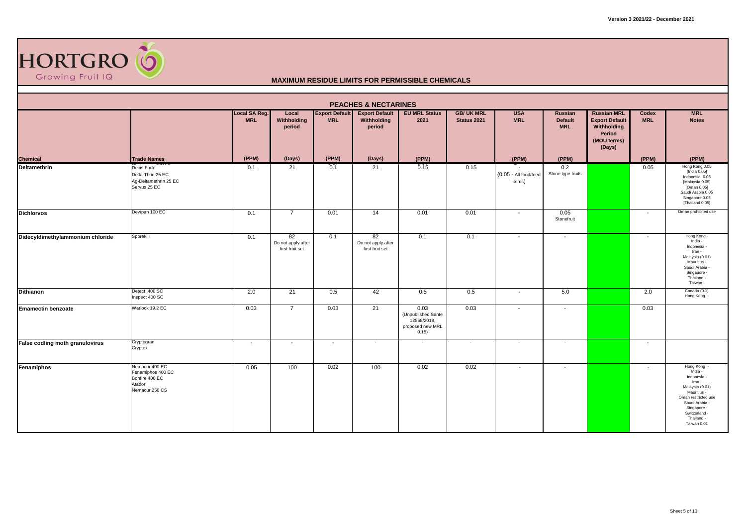HORTGRO Growing Fruit IQ

## MAXIMUM RESIDUE LIMITS FOR PERMISSIBLE CHEMICALS

### PEACHES & NECTARINES

| Chemical | Trade Names | Local SA Reg. MRL (PPM) | Local Withholding period (Days) | Export Default MRL (PPM) | Export Default Withholding period (Days) | EU MRL Status 2021 (PPM) | GB/ UK MRL Status 2021 | USA MRL (PPM) | Russian Default MRL (PPM) | Russian MRL Export Default Withholding Period (MOU terms) (Days) | Codex MRL (PPM) | MRL Notes (PPM) |
|---|---|---|---|---|---|---|---|---|---|---|---|---|
| **Deltamethrin** | Decis Forte<br>Delta-Thrin 25 EC<br>Ag-Deltamethrin 25 EC<br>Servus 25 EC | 0.1 | 21 | 0.1 | 21 | 0.15 | 0.15 | -<br>(0.05 - All food/feed items) | 0.2<br>Stone type fruits | | 0.05 | Hong Kong 0.05<br>[India 0.05]<br>Indonesia 0.05<br>[Malaysia 0.05]<br>[Oman 0.05]<br>Saudi Arabia 0.05<br>Singapore 0.05<br>[Thailand 0.05] |
| **Dichlorvos** | Devipan 100 EC | 0.1 | 7 | 0.01 | 14 | 0.01 | 0.01 | - | 0.05<br>Stonefruit | | - | Oman prohibited use |
| **Didecyldimethylammonium chloride** | Sporekill | 0.1 | 82<br>Do not apply after first fruit set | 0.1 | 82<br>Do not apply after first fruit set | 0.1 | 0.1 | - | - | | - | Hong Kong -<br>India -<br>Indonesia -<br>Iran -<br>Malaysia (0.01)<br>Mauritius -<br>Saudi Arabia -<br>Singapore -<br>Thailand -<br>Taiwan - |
| **Dithianon** | Detect 400 SC<br>Inspect 400 SC | 2.0 | 21 | 0.5 | 42 | 0.5 | 0.5 | - | 5.0 | | 2.0 | Canada (0.1)<br>Hong Kong - |
| **Emamectin benzoate** | Warlock 19.2 EC | 0.03 | 7 | 0.03 | 21 | 0.03<br>(Unpublished Sante 12558/2019, proposed new MRL 0.15) | 0.03 | - | - | | 0.03 | |
| **False codling moth granulovirus** | Cryptogran<br>Cryptex | - | - | - | - | - | - | - | - | | - | |
| **Fenamiphos** | Nemacur 400 EC<br>Fenamiphos 400 EC<br>Bonfire 400 EC<br>Atador<br>Nemacur 250 CS | 0.05 | 100 | 0.02 | 100 | 0.02 | 0.02 | - | - | | - | Hong Kong -<br>India -<br>Indonesia -<br>Iran -<br>Malaysia (0.01)<br>Mauritius -<br>Oman restricted use<br>Saudi Arabia -<br>Singapore -<br>Switzerland -<br>Thailand -<br>Taiwan 0.01 |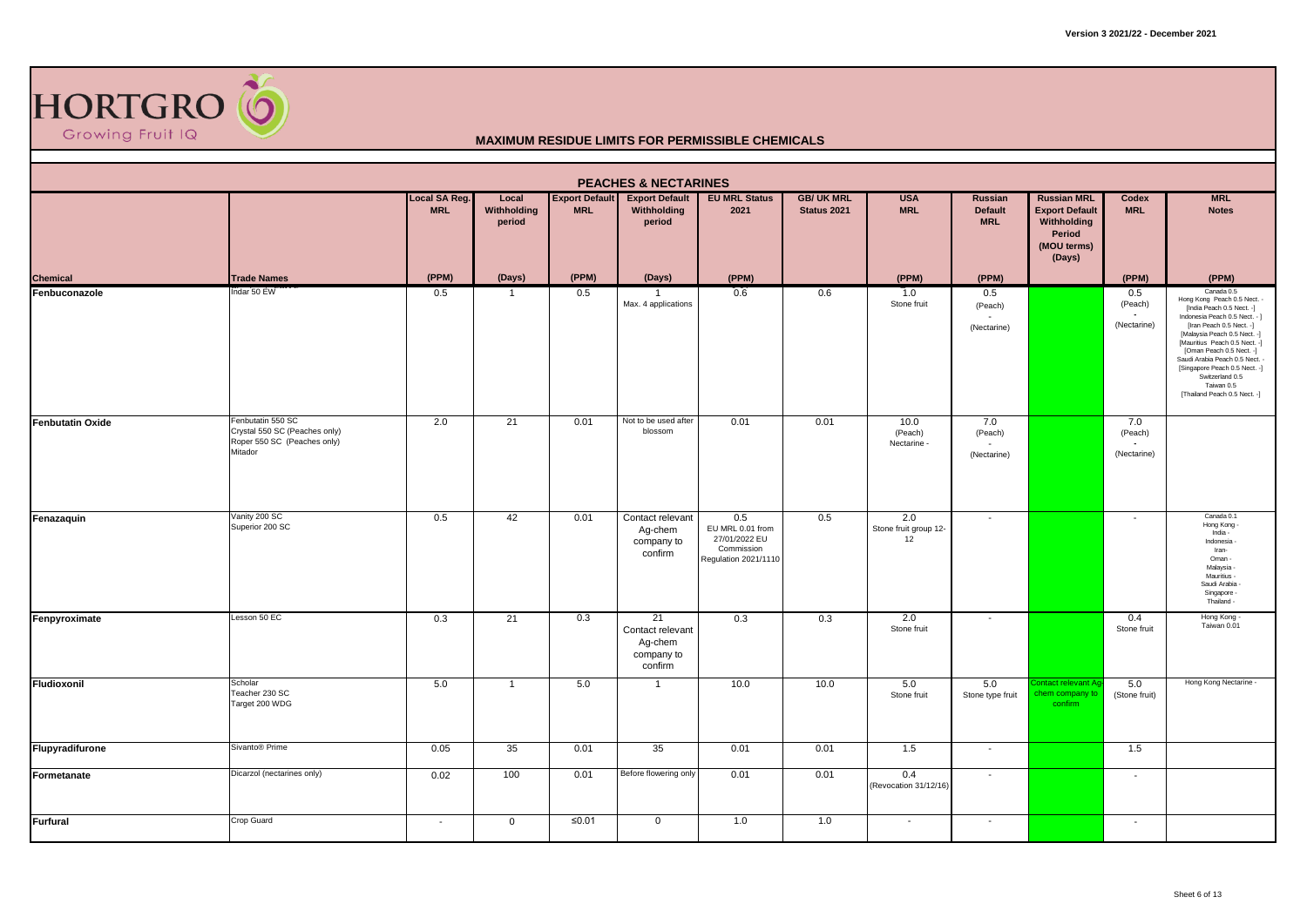# MAXIMUM RESIDUE LIMITS FOR PERMISSIBLE CHEMICALS

## PEACHES & NECTARINES

| Chemical | Trade Names | Local SA Reg. MRL | Local Withholding period | Export Default MRL | Export Default Withholding period | EU MRL Status 2021 | GB/ UK MRL Status 2021 | USA MRL | Russian Default MRL | Russian MRL Export Default Withholding Period (MOU terms) (Days) | Codex MRL | MRL Notes |
|---|---|---|---|---|---|---|---|---|---|---|---|---|
| | | (PPM) | (Days) | (PPM) | (Days) | (PPM) | | (PPM) | (PPM) | | (PPM) | (PPM) |
| Fenbuconazole | Indar 50 EW | 0.5 | 1 | 0.5 | 1 Max. 4 applications | 0.6 | 0.6 | 1.0 Stone fruit | 0.5 (Peach) - (Nectarine) | | 0.5 (Peach) - (Nectarine) | Canada 0.5 Hong Kong Peach 0.5 Nect. - [India Peach 0.5 Nect. -] Indonesia Peach 0.5 Nect. - ] [Iran Peach 0.5 Nect. -] [Malaysia Peach 0.5 Nect. -] [Mauritius Peach 0.5 Nect. -] [Oman Peach 0.5 Nect. -] Saudi Arabia Peach 0.5 Nect. - [Singapore Peach 0.5 Nect. -] Switzerland 0.5 Taiwan 0.5 [Thailand Peach 0.5 Nect. -] |
| Fenbutatin Oxide | Fenbutatin 550 SC Crystal 550 SC (Peaches only) Roper 550 SC (Peaches only) Mitador | 2.0 | 21 | 0.01 | Not to be used after blossom | 0.01 | 0.01 | 10.0 (Peach) Nectarine - | 7.0 (Peach) - (Nectarine) | | 7.0 (Peach) - (Nectarine) | |
| Fenazaquin | Vanity 200 SC Superior 200 SC | 0.5 | 42 | 0.01 | Contact relevant Ag-chem company to confirm | 0.5 EU MRL 0.01 from 27/01/2022 EU Commission Regulation 2021/1110 | 0.5 | 2.0 Stone fruit group 12-12 | - | | - | Canada 0.1 Hong Kong - India - Indonesia - Iran- Oman - Malaysia - Mauritius - Saudi Arabia - Singapore - Thailand - |
| Fenpyroximate | Lesson 50 EC | 0.3 | 21 | 0.3 | 21 Contact relevant Ag-chem company to confirm | 0.3 | 0.3 | 2.0 Stone fruit | - | | 0.4 Stone fruit | Hong Kong - Taiwan 0.01 |
| Fludioxonil | Scholar Teacher 230 SC Target 200 WDG | 5.0 | 1 | 5.0 | 1 | 10.0 | 10.0 | 5.0 Stone fruit | 5.0 Stone type fruit | Contact relevant Ag-chem company to confirm | 5.0 (Stone fruit) | Hong Kong Nectarine - |
| Flupyradifurone | Sivanto® Prime | 0.05 | 35 | 0.01 | 35 | 0.01 | 0.01 | 1.5 | - | | 1.5 | |
| Formetanate | Dicarzol (nectarines only) | 0.02 | 100 | 0.01 | Before flowering only | 0.01 | 0.01 | 0.4 (Revocation 31/12/16) | - | | - | |
| Furfural | Crop Guard | - | 0 | ≤0.01 | 0 | 1.0 | 1.0 | - | - | | - | |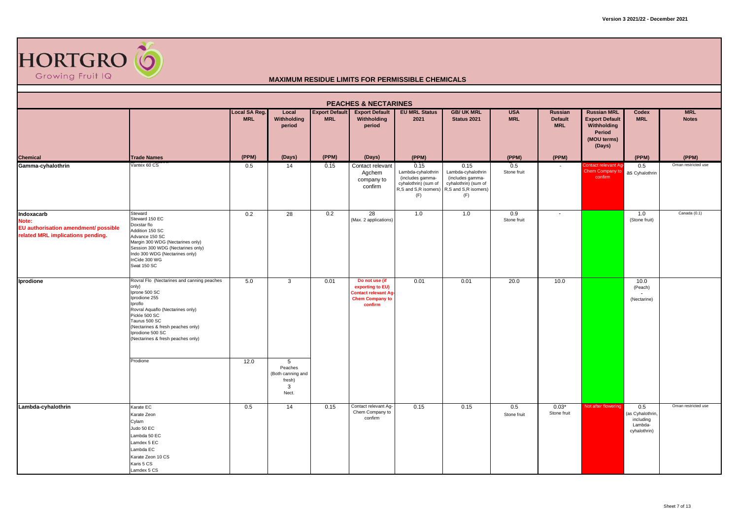**MAXIMUM RESIDUE LIMITS FOR PERMISSIBLE CHEMICALS**

Version 3 2021/22 - December 2021

## PEACHES & NECTARINES

| Chemical | Trade Names | Local SA Reg. MRL | Local Withholding period | Export Default MRL | Export Default Withholding period | EU MRL Status 2021 | GB/ UK MRL Status 2021 | USA MRL | Russian Default MRL | Russian MRL Export Default Withholding Period (MOU terms) (Days) | Codex MRL | MRL Notes |
|---|---|---|---|---|---|---|---|---|---|---|---|---|
| | | (PPM) | (Days) | (PPM) | (Days) | (PPM) | | (PPM) | (PPM) | | (PPM) | (PPM) |
| **Gamma-cyhalothrin** | Vantex 60 CS | 0.5 | 14 | 0.15 | Contact relevant Agchem company to confirm | 0.15 Lambda-cyhalothrin (includes gamma-cyhalothrin) (sum of R,S and S,R isomers) (F) | 0.15 Lambda-cyhalothrin (includes gamma-cyhalothrin) (sum of R,S and S,R isomers) (F) | 0.5 Stone fruit | - | Contact relevant Ag-Chem Company to confirm | 0.5 as Cyhalothrin | Oman restricted use |
| **Indoxacarb** Note: EU authorisation amendment/ possible related MRL implications pending. | Steward<br>Steward 150 EC<br>Doxstar flo<br>Addition 150 SC<br>Advance 150 SC<br>Margin 300 WDG (Nectarines only)<br>Session 300 WDG (Nectarines only)<br>Indo 300 WDG (Nectarines only)<br>InCide 300 WG<br>Swat 150 SC | 0.2 | 28 | 0.2 | 28 (Max. 2 applications) | 1.0 | 1.0 | 0.9 Stone fruit | - | | 1.0 (Stone fruit) | Canada (0.1) |
| **Iprodione** | Rovral Flo (Nectarines and canning peaches only)<br>Iprone 500 SC<br>Iprodione 255<br>Iproflo<br>Rovral Aquaflo (Nectarines only)<br>Pickle 500 SC<br>Taurus 500 SC (Nectarines & fresh peaches only)<br>Iprodione 500 SC (Nectarines & fresh peaches only) | 5.0 | 3 | 0.01 | Do not use (if exporting to EU) Contact relevant Ag-Chem Company to confirm | 0.01 | 0.01 | 20.0 | 10.0 | | 10.0 (Peach) - (Nectarine) | |
| | Prodione | 12.0 | 5 Peaches (Both canning and fresh) 3 Nect. | | | | | | | | | |
| **Lambda-cyhalothrin** | Karate EC<br>Karate Zeon<br>Cylam<br>Judo 50 EC<br>Lambda 50 EC<br>Lamdex 5 EC<br>Lambda EC<br>Karate Zeon 10 CS<br>Karis 5 CS<br>Lamdex 5 CS | 0.5 | 14 | 0.15 | Contact relevant Ag-Chem Company to confirm | 0.15 | 0.15 | 0.5 Stone fruit | 0.03* Stone fruit | Not after flowering | 0.5 (as Cyhalothrin, including Lambda-cyhalothrin) | Oman restricted use |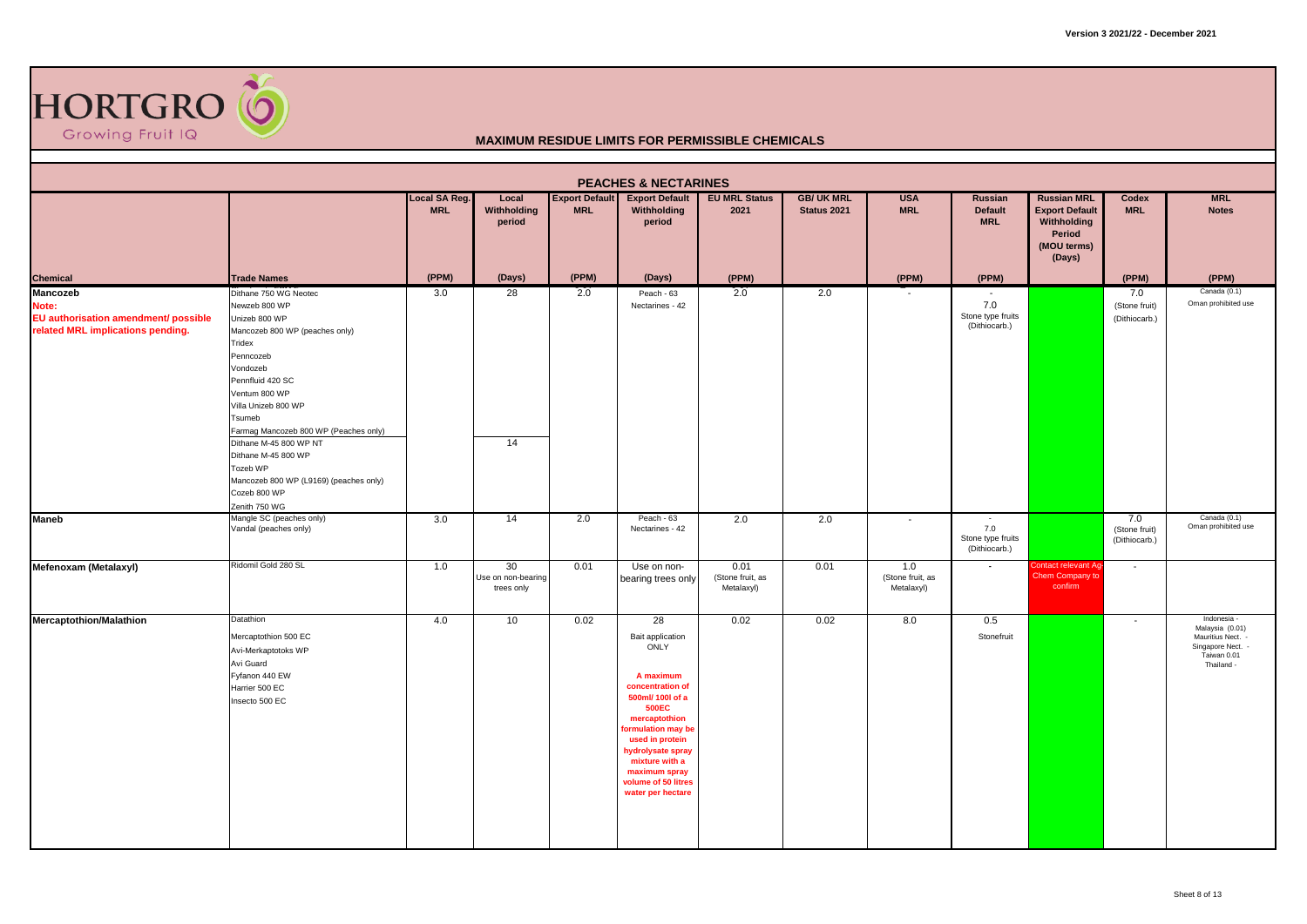Version 3 2021/22 - December 2021

HORTGRO Growing Fruit IQ

**MAXIMUM RESIDUE LIMITS FOR PERMISSIBLE CHEMICALS**

**PEACHES & NECTARINES**

| Chemical | Trade Names | Local SA Reg. MRL (PPM) | Local Withholding period (Days) | Export Default MRL (PPM) | Export Default Withholding period (Days) | EU MRL Status 2021 (PPM) | GB/ UK MRL Status 2021 | USA MRL (PPM) | Russian Default MRL (PPM) | Russian MRL Export Default Withholding Period (MOU terms) (Days) | Codex MRL (PPM) | MRL Notes (PPM) |
|---|---|---|---|---|---|---|---|---|---|---|---|---|
| **Mancozeb** Note: EU authorisation amendment/ possible related MRL implications pending. | Dithane 750 WG Neotec<br>Newzeb 800 WP<br>Unizeb 800 WP<br>Mancozeb 800 WP (peaches only)<br>Tridex<br>Penncozeb<br>Vondozeb<br>Pennfluid 420 SC<br>Ventum 800 WP<br>Villa Unizeb 800 WP<br>Tsumeb<br>Farmag Mancozeb 800 WP (Peaches only)<br>Dithane M-45 800 WP NT<br>Dithane M-45 800 WP<br>Tozeb WP<br>Mancozeb 800 WP (L9169) (peaches only)<br>Cozeb 800 WP<br>Zenith 750 WG | 3.0 | 28<br><br><br><br><br><br><br><br><br><br><br><br>14 | 2.0 | Peach - 63<br>Nectarines - 42 | 2.0 | 2.0 | - | -<br>7.0<br>Stone type fruits (Dithiocarb.) | | 7.0 (Stone fruit) (Dithiocarb.) | Canada (0.1)<br>Oman prohibited use |
| **Maneb** | Mangle SC (peaches only)<br>Vandal (peaches only) | 3.0 | 14 | 2.0 | Peach - 63<br>Nectarines - 42 | 2.0 | 2.0 | - | -<br>7.0<br>Stone type fruits (Dithiocarb.) | | 7.0 (Stone fruit) (Dithiocarb.) | Canada (0.1)<br>Oman prohibited use |
| **Mefenoxam (Metalaxyl)** | Ridomil Gold 280 SL | 1.0 | 30<br>Use on non-bearing trees only | 0.01 | Use on non-bearing trees only | 0.01 (Stone fruit, as Metalaxyl) | 0.01 | 1.0 (Stone fruit, as Metalaxyl) | - | Contact relevant Ag-Chem Company to confirm | - | |
| **Mercaptothion/Malathion** | Datathion<br>Mercaptothion 500 EC<br>Avi-Merkaptotoks WP<br>Avi Guard<br>Fyfanon 440 EW<br>Harrier 500 EC<br>Insecto 500 EC | 4.0 | 10 | 0.02 | 28<br>Bait application ONLY<br><br>A maximum concentration of 500ml/ 100l of a 500EC mercaptothion formulation may be used in protein hydrolysate spray mixture with a maximum spray volume of 50 litres water per hectare | 0.02 | 0.02 | 8.0 | 0.5<br>Stonefruit | | - | Indonesia -<br>Malaysia (0.01)<br>Mauritius Nect. -<br>Singapore Nect. -<br>Taiwan 0.01<br>Thailand - |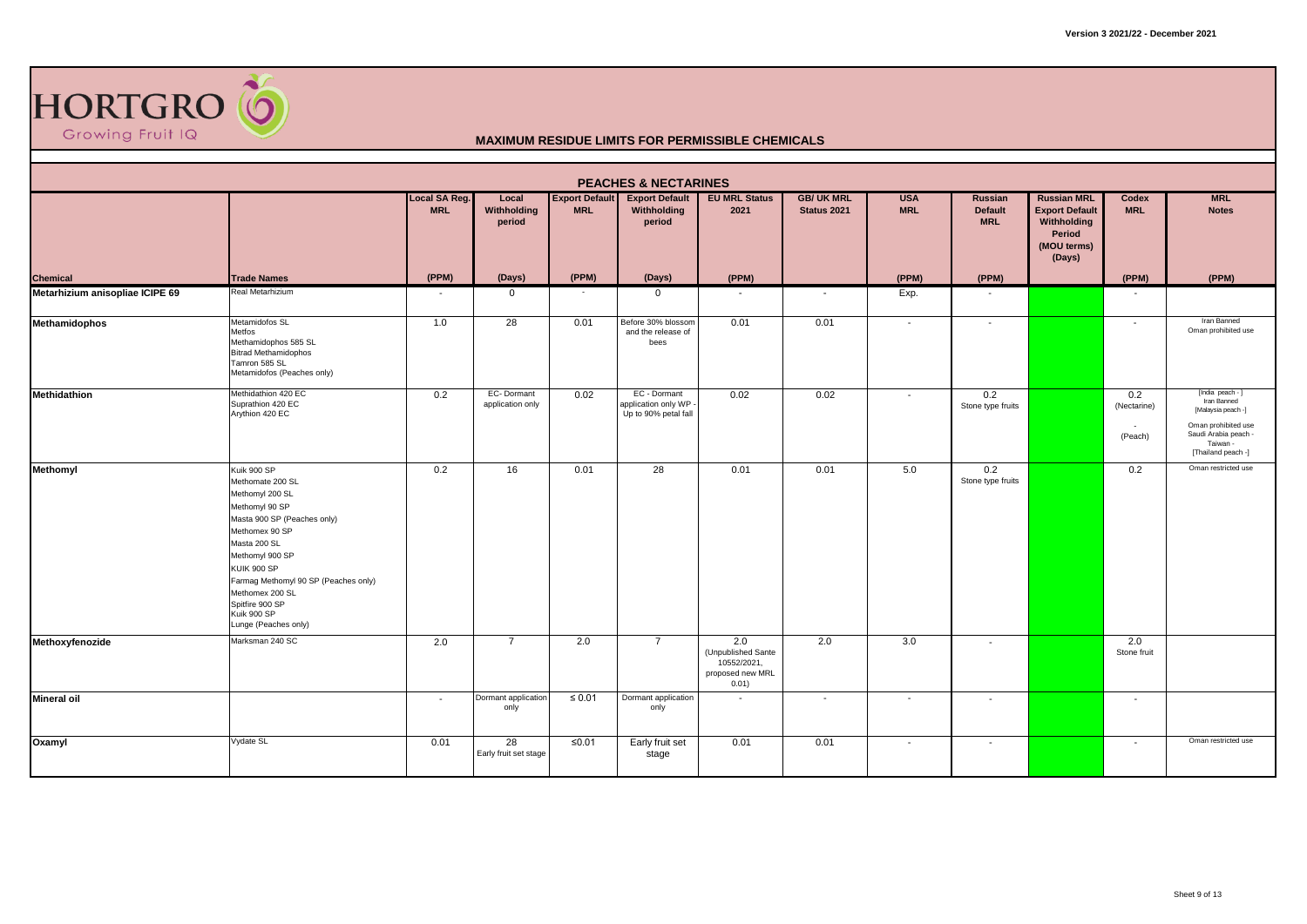# HORTGRO Growing Fruit IQ

## MAXIMUM RESIDUE LIMITS FOR PERMISSIBLE CHEMICALS

### PEACHES & NECTARINES

| Chemical | Trade Names | Local SA Reg. MRL (PPM) | Local Withholding period (Days) | Export Default MRL (PPM) | Export Default Withholding period (Days) | EU MRL Status 2021 (PPM) | GB/ UK MRL Status 2021 | USA MRL (PPM) | Russian Default MRL (PPM) | Russian MRL Export Default Withholding Period (MOU terms) (Days) | Codex MRL (PPM) | MRL Notes (PPM) |
|---|---|---|---|---|---|---|---|---|---|---|---|---|
| **Metarhizium anisopliae ICIPE 69** | Real Metarhizium | - | 0 | - | 0 | - | - | Exp. | - | | - | |
| **Methamidophos** | Metamidofos SL<br>Metfos<br>Methamidophos 585 SL<br>Bitrad Methamidophos<br>Tamron 585 SL<br>Metamidofos (Peaches only) | 1.0 | 28 | 0.01 | Before 30% blossom and the release of bees | 0.01 | 0.01 | - | - | | - | Iran Banned<br>Oman prohibited use |
| **Methidathion** | Methidathion 420 EC<br>Suprathion 420 EC<br>Arythion 420 EC | 0.2 | EC- Dormant application only | 0.02 | EC - Dormant application only WP - Up to 90% petal fall | 0.02 | 0.02 | - | 0.2<br>Stone type fruits | | 0.2 (Nectarine)<br>- (Peach) | [India peach - ]<br>Iran Banned<br>[Malaysia peach -]<br>Oman prohibited use<br>Saudi Arabia peach -<br>Taiwan -<br>[Thailand peach -] |
| **Methomyl** | Kuik 900 SP<br>Methomate 200 SL<br>Methomyl 200 SL<br>Methomyl 90 SP<br>Masta 900 SP (Peaches only)<br>Methomex 90 SP<br>Masta 200 SL<br>Methomyl 900 SP<br>KUIK 900 SP<br>Farmag Methomyl 90 SP (Peaches only)<br>Methomex 200 SL<br>Spitfire 900 SP<br>Kuik 900 SP<br>Lunge (Peaches only) | 0.2 | 16 | 0.01 | 28 | 0.01 | 0.01 | 5.0 | 0.2<br>Stone type fruits | | 0.2 | Oman restricted use |
| **Methoxyfenozide** | Marksman 240 SC | 2.0 | 7 | 2.0 | 7 | 2.0 (Unpublished Sante 10552/2021, proposed new MRL 0.01) | 2.0 | 3.0 | - | | 2.0<br>Stone fruit | |
| **Mineral oil** | | - | Dormant application only | ≤ 0.01 | Dormant application only | - | - | - | - | | - | |
| **Oxamyl** | Vydate SL | 0.01 | 28<br>Early fruit set stage | ≤0.01 | Early fruit set stage | 0.01 | 0.01 | - | - | | - | Oman restricted use |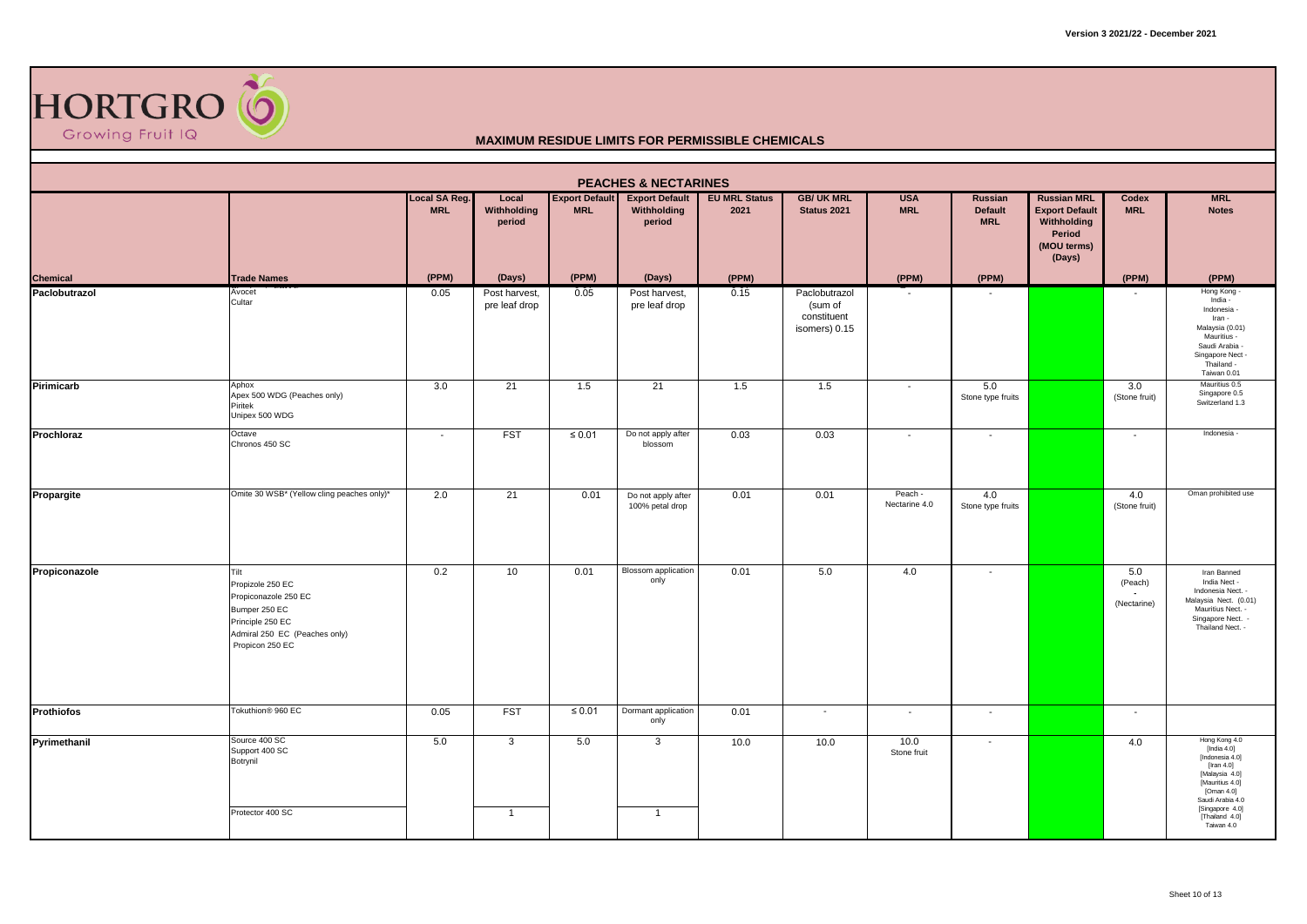# MAXIMUM RESIDUE LIMITS FOR PERMISSIBLE CHEMICALS

## PEACHES & NECTARINES

| Chemical | Trade Names | Local SA Reg. MRL | Local Withholding period | Export Default MRL | Export Default Withholding period | EU MRL Status 2021 | GB/ UK MRL Status 2021 | USA MRL | Russian Default MRL | Russian MRL Export Default Withholding Period (MOU terms) (Days) | Codex MRL | MRL Notes |
|---|---|---|---|---|---|---|---|---|---|---|---|---|
| | | (PPM) | (Days) | (PPM) | (Days) | (PPM) | | (PPM) | (PPM) | | (PPM) | (PPM) |
| Paclobutrazol | Avocet<br>Cultar | 0.05 | Post harvest, pre leaf drop | 0.05 | Post harvest, pre leaf drop | 0.15 | Paclobutrazol (sum of constituent isomers) 0.15 | - | - | | - | Hong Kong -<br>India -<br>Indonesia -<br>Iran -<br>Malaysia (0.01)<br>Mauritius -<br>Saudi Arabia -<br>Singapore Nect -<br>Thailand -<br>Taiwan 0.01 |
| Pirimicarb | Aphox<br>Apex 500 WDG (Peaches only)<br>Piritek<br>Unipex 500 WDG | 3.0 | 21 | 1.5 | 21 | 1.5 | 1.5 | - | 5.0 Stone type fruits | | 3.0 (Stone fruit) | Mauritius 0.5<br>Singapore 0.5<br>Switzerland 1.3 |
| Prochloraz | Octave<br>Chronos 450 SC | - | FST | ≤ 0.01 | Do not apply after blossom | 0.03 | 0.03 | - | - | | - | Indonesia - |
| Propargite | Omite 30 WSB* (Yellow cling peaches only)* | 2.0 | 21 | 0.01 | Do not apply after 100% petal drop | 0.01 | 0.01 | Peach - Nectarine 4.0 | 4.0 Stone type fruits | | 4.0 (Stone fruit) | Oman prohibited use |
| Propiconazole | Tilt<br>Propizole 250 EC<br>Propiconazole 250 EC<br>Bumper 250 EC<br>Principle 250 EC<br>Admiral 250 EC (Peaches only)<br>Propicon 250 EC | 0.2 | 10 | 0.01 | Blossom application only | 0.01 | 5.0 | 4.0 | - | | 5.0 (Peach) - (Nectarine) | Iran Banned<br>India Nect -<br>Indonesia Nect. -<br>Malaysia Nect. (0.01)<br>Mauritius Nect. -<br>Singapore Nect. -<br>Thailand Nect. - |
| Prothiofos | Tokuthion® 960 EC | 0.05 | FST | ≤ 0.01 | Dormant application only | 0.01 | - | - | - | | - | |
| Pyrimethanil | Source 400 SC<br>Support 400 SC<br>Botrynil | 5.0 | 3 | 5.0 | 3 | 10.0 | 10.0 | 10.0 Stone fruit | - | | 4.0 | Hong Kong 4.0<br>[India 4.0]<br>[Indonesia 4.0]<br>[Iran 4.0]<br>[Malaysia 4.0]<br>[Mauritius 4.0]<br>[Oman 4.0]<br>Saudi Arabia 4.0<br>[Singapore 4.0]<br>[Thailand 4.0]<br>Taiwan 4.0 |
| | Protector 400 SC | | 1 | | 1 | | | | | | | |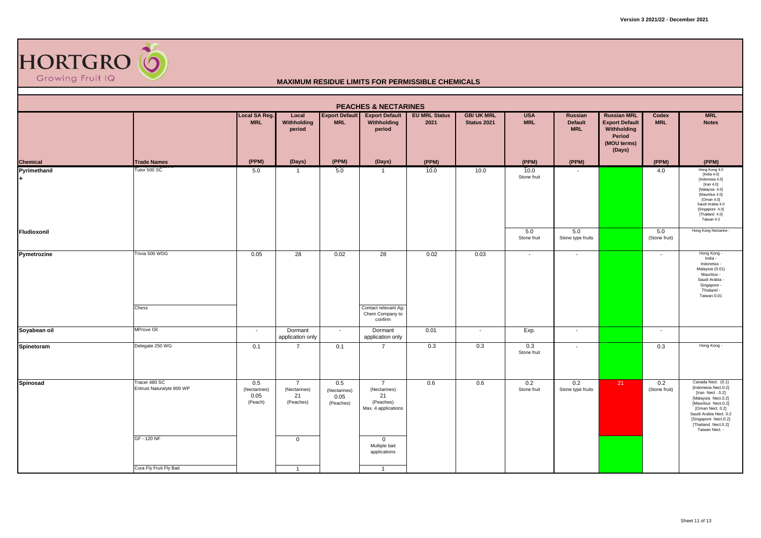**Version 3 2021/22 - December 2021**

HORTGRO Growing Fruit IQ

## MAXIMUM RESIDUE LIMITS FOR PERMISSIBLE CHEMICALS

### PEACHES & NECTARINES

| Chemical | Trade Names | Local SA Reg. MRL (PPM) | Local Withholding period (Days) | Export Default MRL (PPM) | Export Default Withholding period (Days) | EU MRL Status 2021 (PPM) | GB/ UK MRL Status 2021 | USA MRL (PPM) | Russian Default MRL (PPM) | Russian MRL Export Default Withholding Period (MOU terms) (Days) | Codex MRL (PPM) | MRL Notes (PPM) |
|---|---|---|---|---|---|---|---|---|---|---|---|---|
| Pyrimethanil + | Tutor 500 SC | 5.0 | 1 | 5.0 | 1 | 10.0 | 10.0 | 10.0 Stone fruit | - | | 4.0 | Hong Kong 4.0 [India 4.0] [Indonesia 4.0] [Iran 4.0] [Malaysia 4.0] [Mauritius 4.0] [Oman 4.0] Saudi Arabia 4.0 [Singapore 4.0] [Thailand 4.0] Taiwan 4.0 |
| Fludioxonil | | | | | | | | 5.0 Stone fruit | 5.0 Stone type fruits | | 5.0 (Stone fruit) | Hong Kong Nectarine - |
| Pymetrozine | Trivia 500 WDG | 0.05 | 28 | 0.02 | 28 | 0.02 | 0.03 | - | - | | - | Hong Kong - India - Indonesia - Malaysia (0.01) Mauritius - Saudi Arabia - Singapore - Thialand - Taiwan 0.01 |
| | Chess | | | | Contact relevant Ag-Chem Company to confirm | | | | | | | |
| Soyabean oil | MProve Oil | - | Dormant application only | - | Dormant application only | 0.01 | - | Exp. | - | | - | |
| Spinetoram | Delegate 250 WG | 0.1 | 7 | 0.1 | 7 | 0.3 | 0.3 | 0.3 Stone fruit | - | | 0.3 | Hong Kong - |
| Spinosad | Tracer 480 SC<br>Entrust Naturalyte 800 WP | 0.5 (Nectarines)<br>0.05 (Peach) | 7 (Nectarines)<br>21 (Peaches) | 0.5 (Nectarines)<br>0.05 (Peaches) | 7 (Nectarines)<br>21 (Peaches)<br>Max. 4 applications | 0.6 | 0.6 | 0.2 Stone fruit | 0.2 Stone type fruits | 21 | 0.2 (Stone fruit) | Canada Nect. (0.1) [Indonesia Nect.0.2] [Iran Nect . 0.2] [Malaysia Nect.0.2] [Mauritius Nect.0.2] [Oman Nect. 0.2] Saudi Arabia Nect. 0.2 [Singapore Nect.0.2] [Thailand Nect.0.2] Taiwan Nect. - |
| | GF - 120 NF | | 0 | | 0<br>Multiple bait applications | | | | | | | |
| | Cura Fly Fruit Fly Bait | | 1 | | 1 | | | | | | | |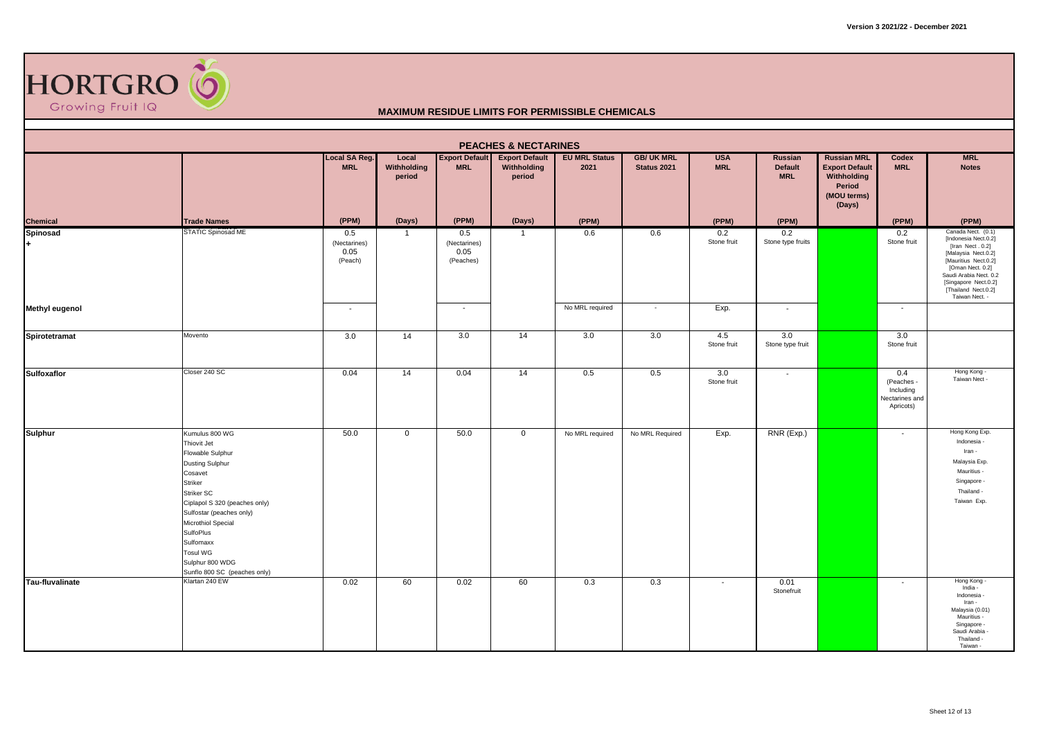**Version 3 2021/22 - December 2021**

HORTGRO Growing Fruit IQ

## MAXIMUM RESIDUE LIMITS FOR PERMISSIBLE CHEMICALS

### PEACHES & NECTARINES

| Chemical | Trade Names | Local SA Reg. MRL (PPM) | Local Withholding period (Days) | Export Default MRL (PPM) | Export Default Withholding period (Days) | EU MRL Status 2021 (PPM) | GB/ UK MRL Status 2021 | USA MRL (PPM) | Russian Default MRL (PPM) | Russian MRL Export Default Withholding Period (MOU terms) (Days) | Codex MRL (PPM) | MRL Notes (PPM) |
|---|---|---|---|---|---|---|---|---|---|---|---|---|
| Spinosad + | STATIC Spinosad ME | 0.5 (Nectarines) 0.05 (Peach) | 1 | 0.5 (Nectarines) 0.05 (Peaches) | 1 | 0.6 | 0.6 | 0.2 Stone fruit | 0.2 Stone type fruits | | 0.2 Stone fruit | Canada Nect. (0.1) [Indonesia Nect.0.2] [Iran Nect . 0.2] [Malaysia Nect.0.2] [Mauritius Nect.0.2] [Oman Nect. 0.2] Saudi Arabia Nect. 0.2 [Singapore Nect.0.2] [Thailand Nect.0.2] Taiwan Nect. - |
| Methyl eugenol | | - | | - | | No MRL required | - | Exp. | - | | - | |
| Spirotetramat | Movento | 3.0 | 14 | 3.0 | 14 | 3.0 | 3.0 | 4.5 Stone fruit | 3.0 Stone type fruit | | 3.0 Stone fruit | |
| Sulfoxaflor | Closer 240 SC | 0.04 | 14 | 0.04 | 14 | 0.5 | 0.5 | 3.0 Stone fruit | - | | 0.4 (Peaches - Including Nectarines and Apricots) | Hong Kong - Taiwan Nect - |
| Sulphur | Kumulus 800 WG<br>Thiovit Jet<br>Flowable Sulphur<br>Dusting Sulphur<br>Cosavet<br>Striker<br>Striker SC<br>Ciplapol S 320 (peaches only)<br>Sulfostar (peaches only)<br>Microthiol Special<br>SulfoPlus<br>Sulfomaxx<br>Tosul WG<br>Sulphur 800 WDG<br>Sunflo 800 SC (peaches only) | 50.0 | 0 | 50.0 | 0 | No MRL required | No MRL Required | Exp. | RNR (Exp.) | | - | Hong Kong Exp.<br>Indonesia -<br>Iran -<br>Malaysia Exp.<br>Mauritius -<br>Singapore -<br>Thailand -<br>Taiwan Exp. |
| Tau-fluvalinate | Klartan 240 EW | 0.02 | 60 | 0.02 | 60 | 0.3 | 0.3 | - | 0.01 Stonefruit | | - | Hong Kong -<br>India -<br>Indonesia -<br>Iran -<br>Malaysia (0.01)<br>Mauritius -<br>Singapore -<br>Saudi Arabia -<br>Thailand -<br>Taiwan - |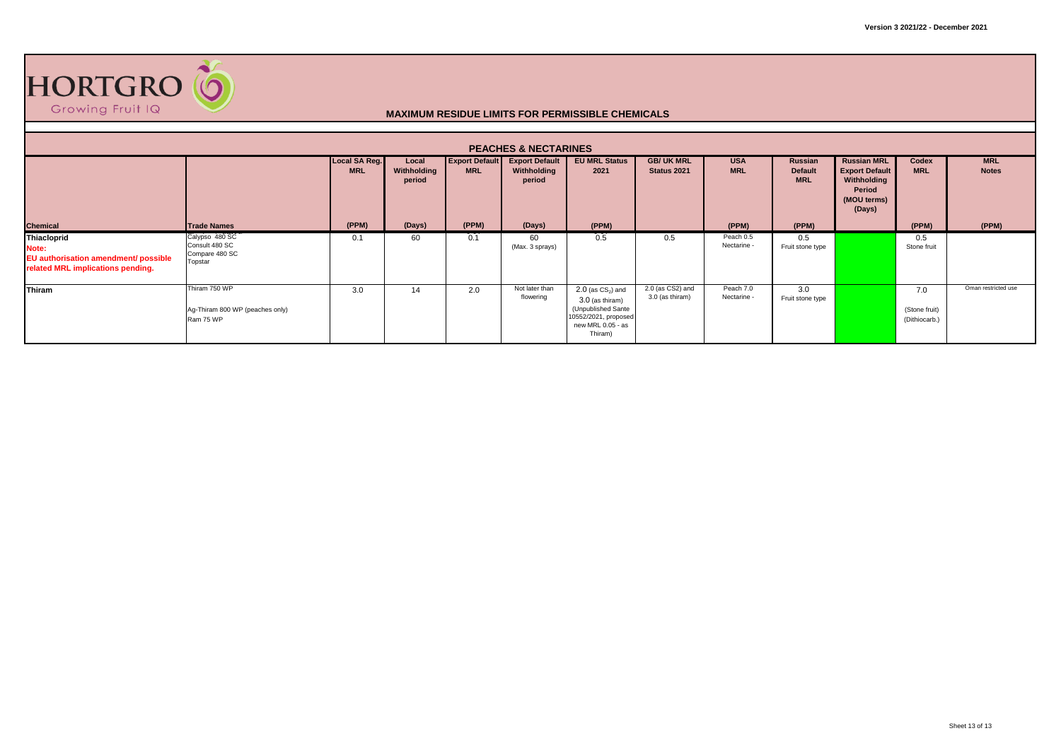Version 3 2021/22 - December 2021

HORTGRO Growing Fruit IQ

**MAXIMUM RESIDUE LIMITS FOR PERMISSIBLE CHEMICALS**

**PEACHES & NECTARINES**

| Chemical | Trade Names | Local SA Reg. MRL (PPM) | Local Withholding period (Days) | Export Default MRL (PPM) | Export Default Withholding period (Days) | EU MRL Status 2021 (PPM) | GB/ UK MRL Status 2021 | USA MRL (PPM) | Russian Default MRL (PPM) | Russian MRL Export Default Withholding Period (MOU terms) (Days) | Codex MRL (PPM) | MRL Notes (PPM) |
|---|---|---|---|---|---|---|---|---|---|---|---|---|
| **Thiacloprid** Note: EU authorisation amendment/ possible related MRL implications pending. | Calypso 480 SC<br>Consult 480 SC<br>Compare 480 SC<br>Topstar | 0.1 | 60 | 0.1 | 60 (Max. 3 sprays) | 0.5 | 0.5 | Peach 0.5<br>Nectarine - | 0.5 Fruit stone type | | 0.5 Stone fruit | |
| **Thiram** | Thiram 750 WP<br>Ag-Thiram 800 WP (peaches only)<br>Ram 75 WP | 3.0 | 14 | 2.0 | Not later than flowering | 2.0 (as $CS_2$) and 3.0 (as thiram) (Unpublished Sante 10552/2021, proposed new MRL 0.05 - as Thiram) | 2.0 (as CS2) and 3.0 (as thiram) | Peach 7.0<br>Nectarine - | 3.0 Fruit stone type | | 7.0 (Stone fruit) (Dithiocarb.) | Oman restricted use |